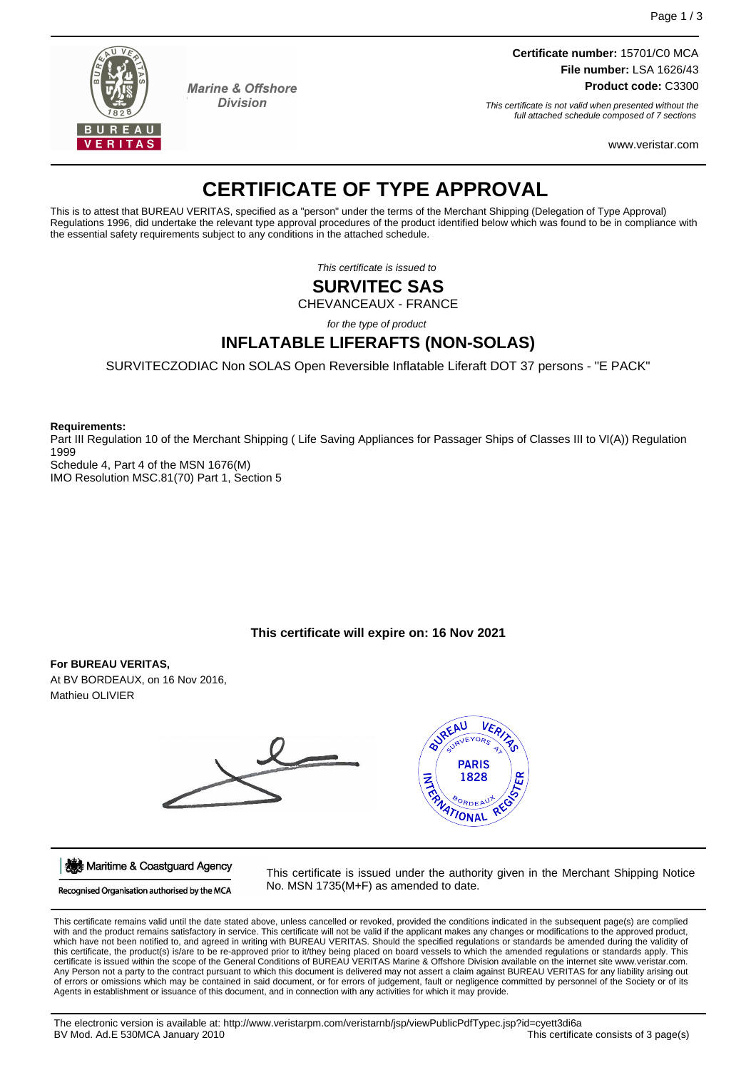Marine & Offshore Division

**Certificate number:** 15701/C0 MCA
**File number:** LSA 1626/43
**Product code:** C3300

*This certificate is not valid when presented without the full attached schedule composed of 7 sections*

www.veristar.com

# CERTIFICATE OF TYPE APPROVAL

This is to attest that BUREAU VERITAS, specified as a "person" under the terms of the Merchant Shipping (Delegation of Type Approval) Regulations 1996, did undertake the relevant type approval procedures of the product identified below which was found to be in compliance with the essential safety requirements subject to any conditions in the attached schedule.

*This certificate is issued to*

## SURVITEC SAS

CHEVANCEAUX - FRANCE

*for the type of product*

## INFLATABLE LIFERAFTS (NON-SOLAS)

SURVITECZODIAC Non SOLAS Open Reversible Inflatable Liferaft DOT 37 persons - "E PACK"

**Requirements:**
Part III Regulation 10 of the Merchant Shipping ( Life Saving Appliances for Passager Ships of Classes III to VI(A)) Regulation 1999
Schedule 4, Part 4 of the MSN 1676(M)
IMO Resolution MSC.81(70) Part 1, Section 5

**This certificate will expire on: 16 Nov 2021**

**For BUREAU VERITAS,**
At BV BORDEAUX, on 16 Nov 2016,
Mathieu OLIVIER

Maritime & Coastguard Agency
Recognised Organisation authorised by the MCA

This certificate is issued under the authority given in the Merchant Shipping Notice No. MSN 1735(M+F) as amended to date.

This certificate remains valid until the date stated above, unless cancelled or revoked, provided the conditions indicated in the subsequent page(s) are complied with and the product remains satisfactory in service. This certificate will not be valid if the applicant makes any changes or modifications to the approved product, which have not been notified to, and agreed in writing with BUREAU VERITAS. Should the specified regulations or standards be amended during the validity of this certificate, the product(s) is/are to be re-approved prior to it/they being placed on board vessels to which the amended regulations or standards apply. This certificate is issued within the scope of the General Conditions of BUREAU VERITAS Marine & Offshore Division available on the internet site www.veristar.com. Any Person not a party to the contract pursuant to which this document is delivered may not assert a claim against BUREAU VERITAS for any liability arising out of errors or omissions which may be contained in said document, or for errors of judgement, fault or negligence committed by personnel of the Society or of its Agents in establishment or issuance of this document, and in connection with any activities for which it may provide.

The electronic version is available at: http://www.veristarpm.com/veristarnb/jsp/viewPublicPdfTypec.jsp?id=cyett3di6a
BV Mod. Ad.E 530MCA January 2010
This certificate consists of 3 page(s)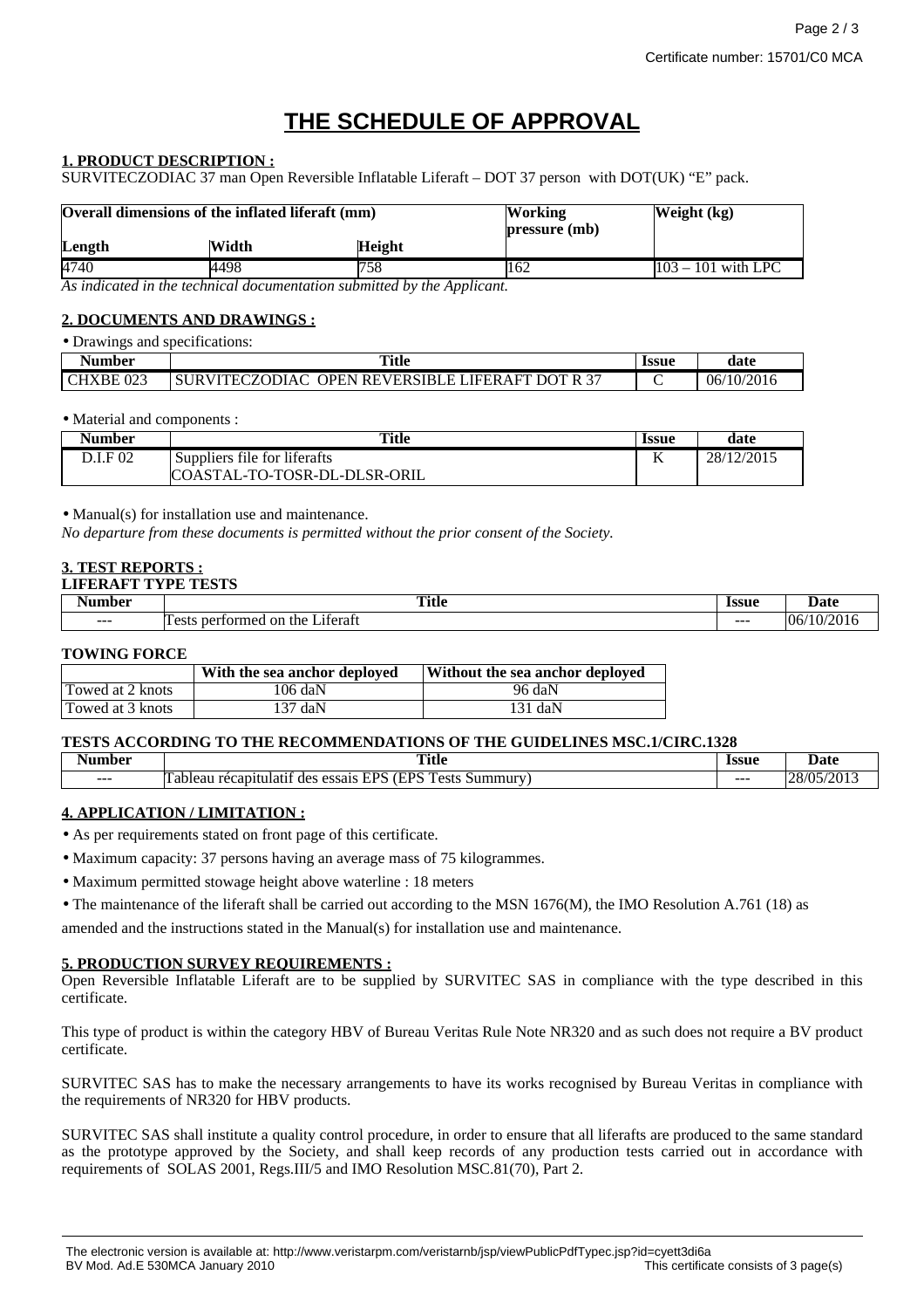Certificate number: 15701/C0 MCA

# THE SCHEDULE OF APPROVAL

**1. PRODUCT DESCRIPTION :**

SURVITECZODIAC 37 man Open Reversible Inflatable Liferaft – DOT 37 person with DOT(UK) "E" pack.

| Overall dimensions of the inflated liferaft (mm) | | | Working pressure (mb) | Weight (kg) |
|---|---|---|---|---|
| **Length** | **Width** | **Height** | | |
| 4740 | 4498 | 758 | 162 | 103 – 101 with LPC |

*As indicated in the technical documentation submitted by the Applicant.*

**2. DOCUMENTS AND DRAWINGS :**

- Drawings and specifications:

| Number | Title | Issue | date |
|---|---|---|---|
| CHXBE 023 | SURVITECZODIAC OPEN REVERSIBLE LIFERAFT DOT R 37 | C | 06/10/2016 |

- Material and components :

| Number | Title | Issue | date |
|---|---|---|---|
| D.I.F 02 | Suppliers file for liferafts COASTAL-TO-TOSR-DL-DLSR-ORIL | K | 28/12/2015 |

- Manual(s) for installation use and maintenance.

*No departure from these documents is permitted without the prior consent of the Society.*

**3. TEST REPORTS :**

**LIFERAFT TYPE TESTS**

| Number | Title | Issue | Date |
|---|---|---|---|
| --- | Tests performed on the Liferaft | --- | 06/10/2016 |

**TOWING FORCE**

| | With the sea anchor deployed | Without the sea anchor deployed |
|---|---|---|
| Towed at 2 knots | 106 daN | 96 daN |
| Towed at 3 knots | 137 daN | 131 daN |

**TESTS ACCORDING TO THE RECOMMENDATIONS OF THE GUIDELINES MSC.1/CIRC.1328**

| Number | Title | Issue | Date |
|---|---|---|---|
| --- | Tableau récapitulatif des essais EPS (EPS Tests Summury) | --- | 28/05/2013 |

**4. APPLICATION / LIMITATION :**

- As per requirements stated on front page of this certificate.
- Maximum capacity: 37 persons having an average mass of 75 kilogrammes.
- Maximum permitted stowage height above waterline : 18 meters
- The maintenance of the liferaft shall be carried out according to the MSN 1676(M), the IMO Resolution A.761 (18) as amended and the instructions stated in the Manual(s) for installation use and maintenance.

**5. PRODUCTION SURVEY REQUIREMENTS :**

Open Reversible Inflatable Liferaft are to be supplied by SURVITEC SAS in compliance with the type described in this certificate.

This type of product is within the category HBV of Bureau Veritas Rule Note NR320 and as such does not require a BV product certificate.

SURVITEC SAS has to make the necessary arrangements to have its works recognised by Bureau Veritas in compliance with the requirements of NR320 for HBV products.

SURVITEC SAS shall institute a quality control procedure, in order to ensure that all liferafts are produced to the same standard as the prototype approved by the Society, and shall keep records of any production tests carried out in accordance with requirements of SOLAS 2001, Regs.III/5 and IMO Resolution MSC.81(70), Part 2.

The electronic version is available at: http://www.veristarpm.com/veristarnb/jsp/viewPublicPdfTypec.jsp?id=cyett3di6a
BV Mod. Ad.E 530MCA January 2010 — This certificate consists of 3 page(s)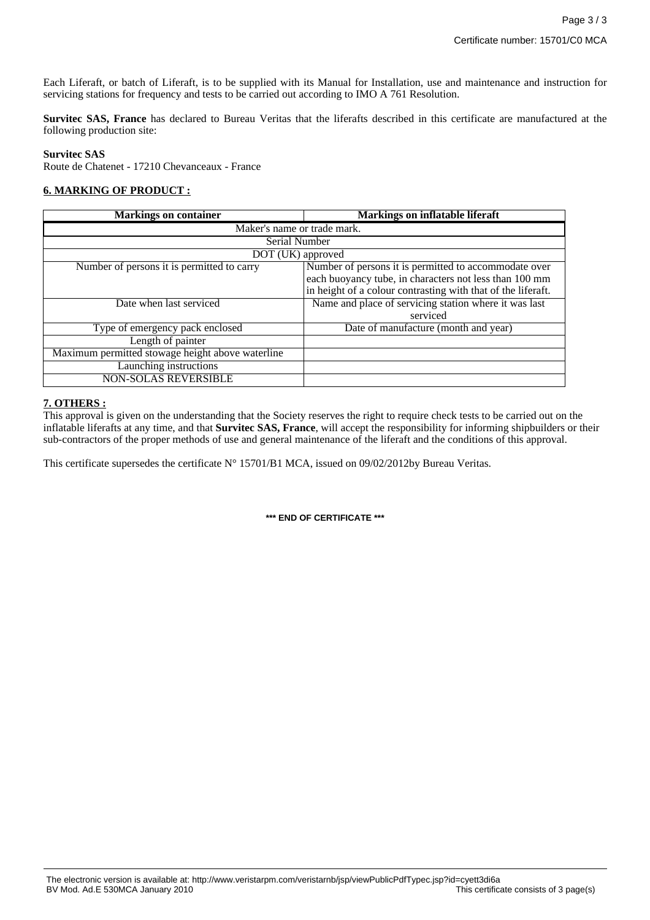Each Liferaft, or batch of Liferaft, is to be supplied with its Manual for Installation, use and maintenance and instruction for servicing stations for frequency and tests to be carried out according to IMO A 761 Resolution.

**Survitec SAS, France** has declared to Bureau Veritas that the liferafts described in this certificate are manufactured at the following production site:

**Survitec SAS**
Route de Chatenet - 17210 Chevanceaux - France

## 6. MARKING OF PRODUCT :

| Markings on container | Markings on inflatable liferaft |
|---|---|
| Maker's name or trade mark. | |
| Serial Number | |
| DOT (UK) approved | |
| Number of persons it is permitted to carry | Number of persons it is permitted to accommodate over each buoyancy tube, in characters not less than 100 mm in height of a colour contrasting with that of the liferaft. |
| Date when last serviced | Name and place of servicing station where it was last serviced |
| Type of emergency pack enclosed | Date of manufacture (month and year) |
| Length of painter | |
| Maximum permitted stowage height above waterline | |
| Launching instructions | |
| NON-SOLAS REVERSIBLE | |

## 7. OTHERS :

This approval is given on the understanding that the Society reserves the right to require check tests to be carried out on the inflatable liferafts at any time, and that **Survitec SAS, France**, will accept the responsibility for informing shipbuilders or their sub-contractors of the proper methods of use and general maintenance of the liferaft and the conditions of this approval.

This certificate supersedes the certificate N° 15701/B1 MCA, issued on 09/02/2012by Bureau Veritas.

**\*\*\* END OF CERTIFICATE \*\*\***

The electronic version is available at: http://www.veristarpm.com/veristarnb/jsp/viewPublicPdfTypec.jsp?id=cyett3di6a
BV Mod. Ad.E 530MCA January 2010 This certificate consists of 3 page(s)